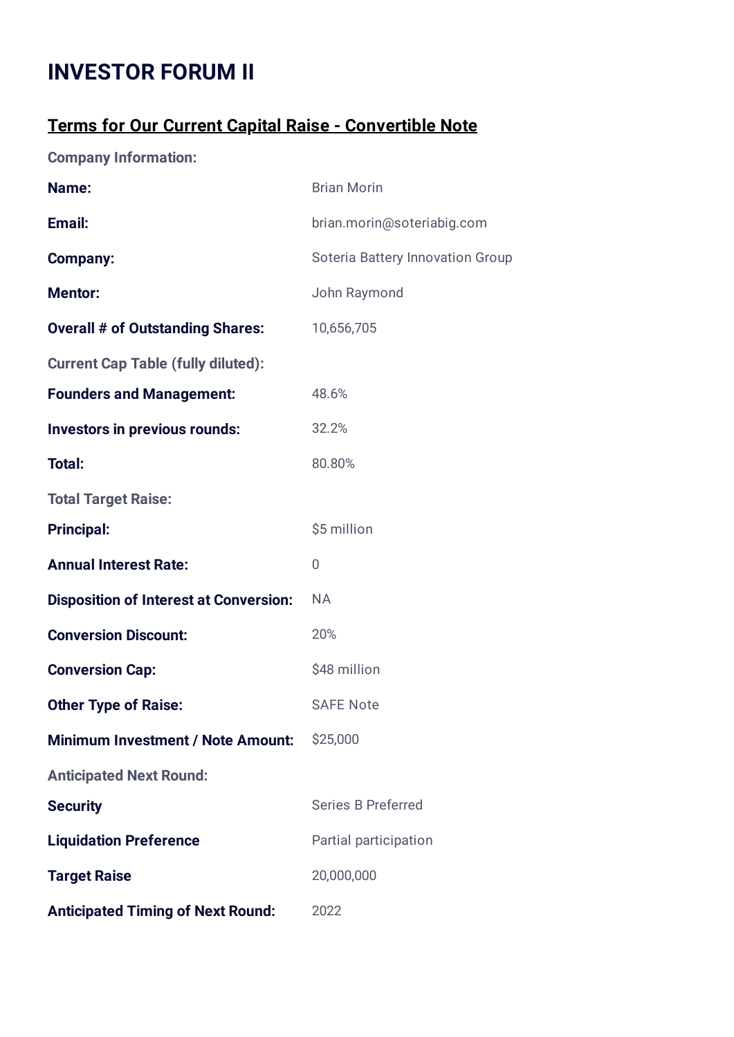# INVESTOR FORUM II

## Terms for Our Current Capital Raise - Convertible Note

**Company Information:**

| | |
|---|---|
| **Name:** | Brian Morin |
| **Email:** | brian.morin@soteriabig.com |
| **Company:** | Soteria Battery Innovation Group |
| **Mentor:** | John Raymond |
| **Overall # of Outstanding Shares:** | 10,656,705 |

**Current Cap Table (fully diluted):**

| | |
|---|---|
| **Founders and Management:** | 48.6% |
| **Investors in previous rounds:** | 32.2% |
| **Total:** | 80.80% |

**Total Target Raise:**

| | |
|---|---|
| **Principal:** | $5 million |
| **Annual Interest Rate:** | 0 |
| **Disposition of Interest at Conversion:** | NA |
| **Conversion Discount:** | 20% |
| **Conversion Cap:** | $48 million |
| **Other Type of Raise:** | SAFE Note |
| **Minimum Investment / Note Amount:** | $25,000 |

**Anticipated Next Round:**

| | |
|---|---|
| **Security** | Series B Preferred |
| **Liquidation Preference** | Partial participation |
| **Target Raise** | 20,000,000 |
| **Anticipated Timing of Next Round:** | 2022 |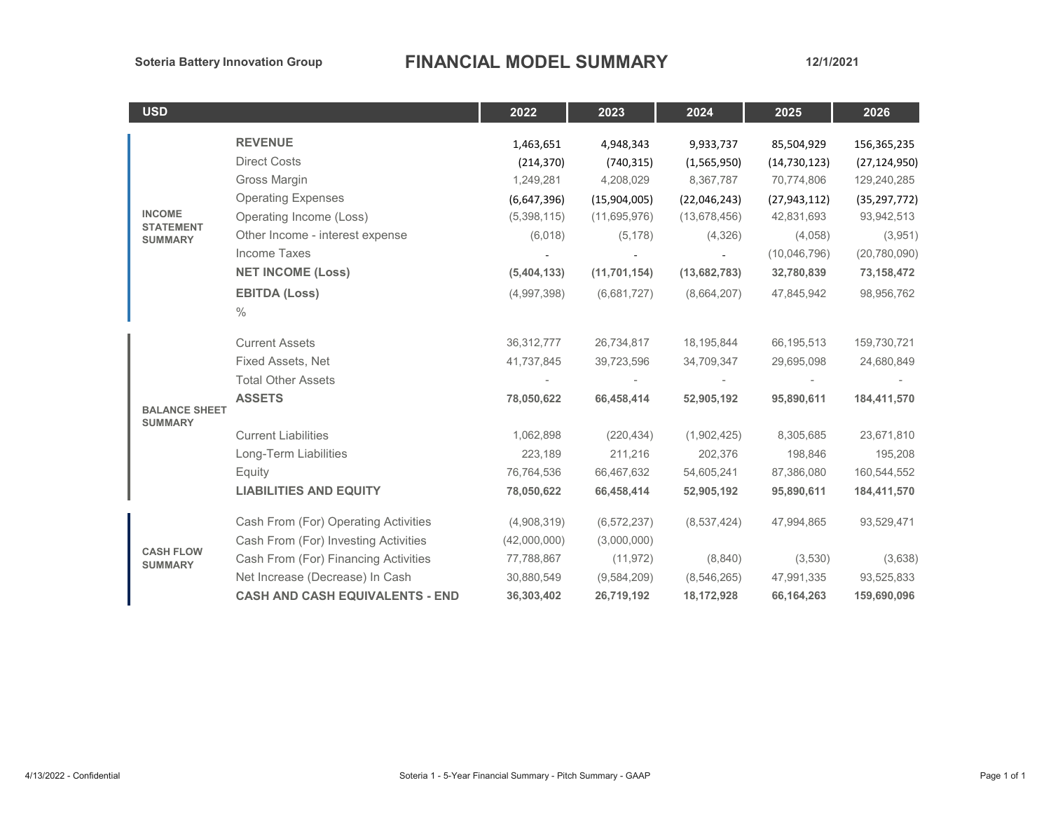Soteria Battery Innovation Group

# FINANCIAL MODEL SUMMARY

12/1/2021

| USD | | 2022 | 2023 | 2024 | 2025 | 2026 |
|---|---|---|---|---|---|---|
| **INCOME STATEMENT SUMMARY** | **REVENUE** | 1,463,651 | 4,948,343 | 9,933,737 | 85,504,929 | 156,365,235 |
| | Direct Costs | (214,370) | (740,315) | (1,565,950) | (14,730,123) | (27,124,950) |
| | Gross Margin | 1,249,281 | 4,208,029 | 8,367,787 | 70,774,806 | 129,240,285 |
| | Operating Expenses | (6,647,396) | (15,904,005) | (22,046,243) | (27,943,112) | (35,297,772) |
| | Operating Income (Loss) | (5,398,115) | (11,695,976) | (13,678,456) | 42,831,693 | 93,942,513 |
| | Other Income - interest expense | (6,018) | (5,178) | (4,326) | (4,058) | (3,951) |
| | Income Taxes | - | - | - | (10,046,796) | (20,780,090) |
| | **NET INCOME (Loss)** | **(5,404,133)** | **(11,701,154)** | **(13,682,783)** | **32,780,839** | **73,158,472** |
| | **EBITDA (Loss)** | (4,997,398) | (6,681,727) | (8,664,207) | 47,845,942 | 98,956,762 |
| | % | | | | | |
| **BALANCE SHEET SUMMARY** | Current Assets | 36,312,777 | 26,734,817 | 18,195,844 | 66,195,513 | 159,730,721 |
| | Fixed Assets, Net | 41,737,845 | 39,723,596 | 34,709,347 | 29,695,098 | 24,680,849 |
| | Total Other Assets | - | - | - | - | - |
| | **ASSETS** | **78,050,622** | **66,458,414** | **52,905,192** | **95,890,611** | **184,411,570** |
| | Current Liabilities | 1,062,898 | (220,434) | (1,902,425) | 8,305,685 | 23,671,810 |
| | Long-Term Liabilities | 223,189 | 211,216 | 202,376 | 198,846 | 195,208 |
| | Equity | 76,764,536 | 66,467,632 | 54,605,241 | 87,386,080 | 160,544,552 |
| | **LIABILITIES AND EQUITY** | **78,050,622** | **66,458,414** | **52,905,192** | **95,890,611** | **184,411,570** |
| **CASH FLOW SUMMARY** | Cash From (For) Operating Activities | (4,908,319) | (6,572,237) | (8,537,424) | 47,994,865 | 93,529,471 |
| | Cash From (For) Investing Activities | (42,000,000) | (3,000,000) | | | |
| | Cash From (For) Financing Activities | 77,788,867 | (11,972) | (8,840) | (3,530) | (3,638) |
| | Net Increase (Decrease) In Cash | 30,880,549 | (9,584,209) | (8,546,265) | 47,991,335 | 93,525,833 |
| | **CASH AND CASH EQUIVALENTS - END** | **36,303,402** | **26,719,192** | **18,172,928** | **66,164,263** | **159,690,096** |

4/13/2022 - Confidential

Soteria 1 - 5-Year Financial Summary - Pitch Summary - GAAP